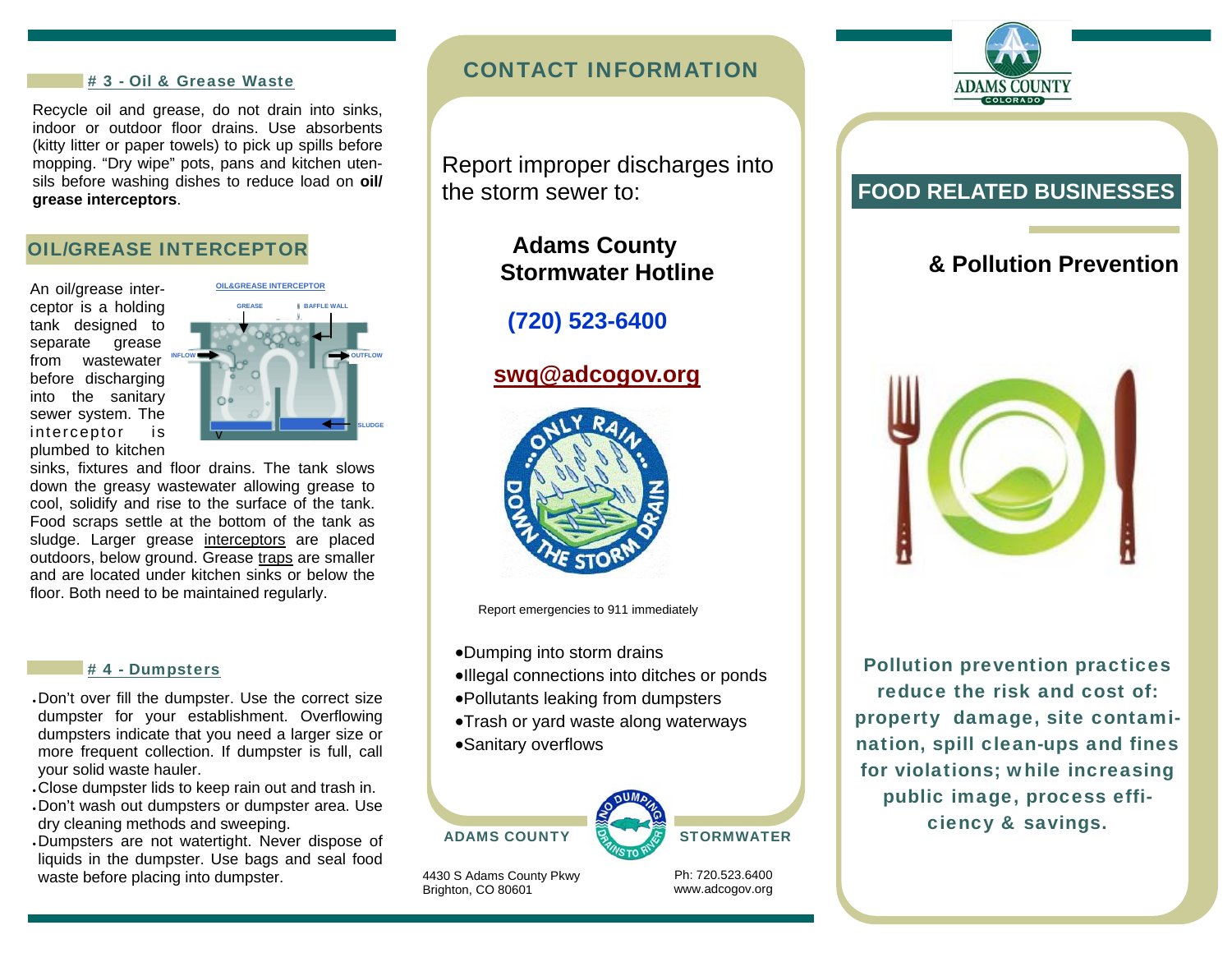### # 3 - Oil & Grease Waste

Recycle oil and grease, do not drain into sinks, indoor or outdoor floor drains. Use absorbents (kitty litter or paper towels) to pick up spills before mopping. "Dry wipe" pots, pans and kitchen utensils before washing dishes to reduce load on **oil/ grease interceptors**.

## OIL/GREASE INTERCEPTOR

An oil/grease interceptor is a holding tank designed to separate grease from wastewater before discharging into the sanitary sewer system. The interceptor is plumbed to kitchen sinks, fixtures and floor drains. The tank slows down the greasy wastewater allowing grease to cool, solidify and rise to the surface of the tank. Food scraps settle at the bottom of the tank as sludge. Larger grease interceptors are placed outdoors, below ground. Grease traps are smaller and are located under kitchen sinks or below the floor. Both need to be maintained regularly.

OIL&GREASE INTERCEPTOR — GREASE, BAFFLE WALL, INFLOW, OUTFLOW, SLUDGE

### # 4 - Dumpsters

- Don't over fill the dumpster. Use the correct size dumpster for your establishment. Overflowing dumpsters indicate that you need a larger size or more frequent collection. If dumpster is full, call your solid waste hauler.
- Close dumpster lids to keep rain out and trash in.
- Don't wash out dumpsters or dumpster area. Use dry cleaning methods and sweeping.
- Dumpsters are not watertight. Never dispose of liquids in the dumpster. Use bags and seal food waste before placing into dumpster.

## CONTACT INFORMATION

Report improper discharges into the storm sewer to:

**Adams County Stormwater Hotline**

**(720) 523-6400**

**swq@adcogov.org**

ONLY RAIN DOWN THE STORM DRAIN

Report emergencies to 911 immediately

- Dumping into storm drains
- Illegal connections into ditches or ponds
- Pollutants leaking from dumpsters
- Trash or yard waste along waterways
- Sanitary overflows

ADAMS COUNTY STORMWATER

4430 S Adams County Pkwy
Brighton, CO 80601

Ph: 720.523.6400
www.adcogov.org

ADAMS COUNTY COLORADO

# FOOD RELATED BUSINESSES

## & Pollution Prevention

**Pollution prevention practices reduce the risk and cost of: property damage, site contamination, spill clean-ups and fines for violations; while increasing public image, process efficiency & savings.**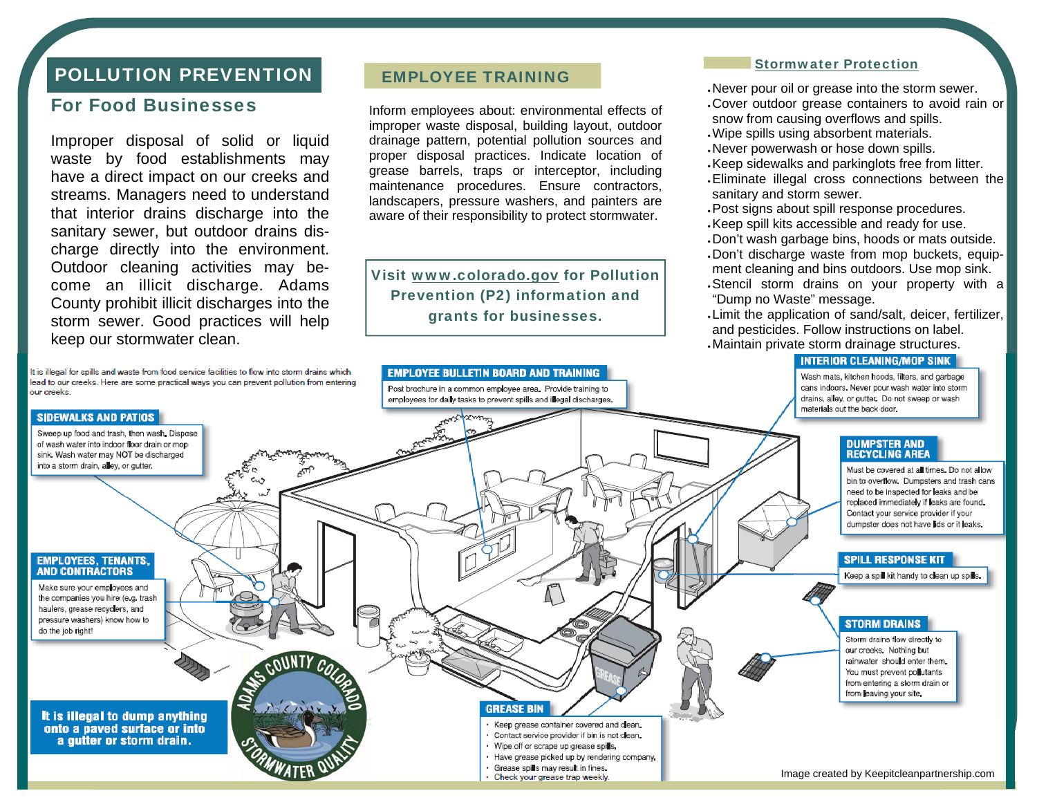# POLLUTION PREVENTION

## For Food Businesses

Improper disposal of solid or liquid waste by food establishments may have a direct impact on our creeks and streams. Managers need to understand that interior drains discharge into the sanitary sewer, but outdoor drains discharge directly into the environment. Outdoor cleaning activities may become an illicit discharge. Adams County prohibit illicit discharges into the storm sewer. Good practices will help keep our stormwater clean.

## EMPLOYEE TRAINING

Inform employees about: environmental effects of improper waste disposal, building layout, outdoor drainage pattern, potential pollution sources and proper disposal practices. Indicate location of grease barrels, traps or interceptor, including maintenance procedures. Ensure contractors, landscapers, pressure washers, and painters are aware of their responsibility to protect stormwater.

**Visit www.colorado.gov for Pollution Prevention (P2) information and grants for businesses.**

## Stormwater Protection

- Never pour oil or grease into the storm sewer.
- Cover outdoor grease containers to avoid rain or snow from causing overflows and spills.
- Wipe spills using absorbent materials.
- Never powerwash or hose down spills.
- Keep sidewalks and parkinglots free from litter.
- Eliminate illegal cross connections between the sanitary and storm sewer.
- Post signs about spill response procedures.
- Keep spill kits accessible and ready for use.
- Don't wash garbage bins, hoods or mats outside.
- Don't discharge waste from mop buckets, equipment cleaning and bins outdoors. Use mop sink.
- Stencil storm drains on your property with a "Dump no Waste" message.
- Limit the application of sand/salt, deicer, fertilizer, and pesticides. Follow instructions on label.
- Maintain private storm drainage structures.

It is illegal for spills and waste from food service facilities to flow into storm drains which lead to our creeks. Here are some practical ways you can prevent pollution from entering our creeks.

**SIDEWALKS AND PATIOS**

Sweep up food and trash, then wash. Dispose of wash water into indoor floor drain or mop sink. Wash water may NOT be discharged into a storm drain, alley, or gutter.

**EMPLOYEES, TENANTS, AND CONTRACTORS**

Make sure your employees and the companies you hire (e.g. trash haulers, grease recyclers, and pressure washers) know how to do the job right!

**It is illegal to dump anything onto a paved surface or into a gutter or storm drain.**

**EMPLOYEE BULLETIN BOARD AND TRAINING**

Post brochure in a common employee area. Provide training to employees for daily tasks to prevent spills and illegal discharges.

**GREASE BIN**

- Keep grease container covered and clean.
- Contact service provider if bin is not clean.
- Wipe off or scrape up grease spills.
- Have grease picked up by rendering company.
- Grease spills may result in fines.
- Check your grease trap weekly.

**INTERIOR CLEANING/MOP SINK**

Wash mats, kitchen hoods, filters, and garbage cans indoors. Never pour wash water into storm drains, alley, or gutter. Do not sweep or wash materials out the back door.

**DUMPSTER AND RECYCLING AREA**

Must be covered at all times. Do not allow bin to overflow. Dumpsters and trash cans need to be inspected for leaks and be replaced immediately if leaks are found. Contact your service provider if your dumpster does not have lids or it leaks.

**SPILL RESPONSE KIT**

Keep a spill kit handy to clean up spills.

**STORM DRAINS**

Storm drains flow directly to our creeks. Nothing but rainwater should enter them. You must prevent pollutants from entering a storm drain or from leaving your site.

ADAMS COUNTY COLORADO STORMWATER QUALITY

Image created by Keepitcleanpartnership.com